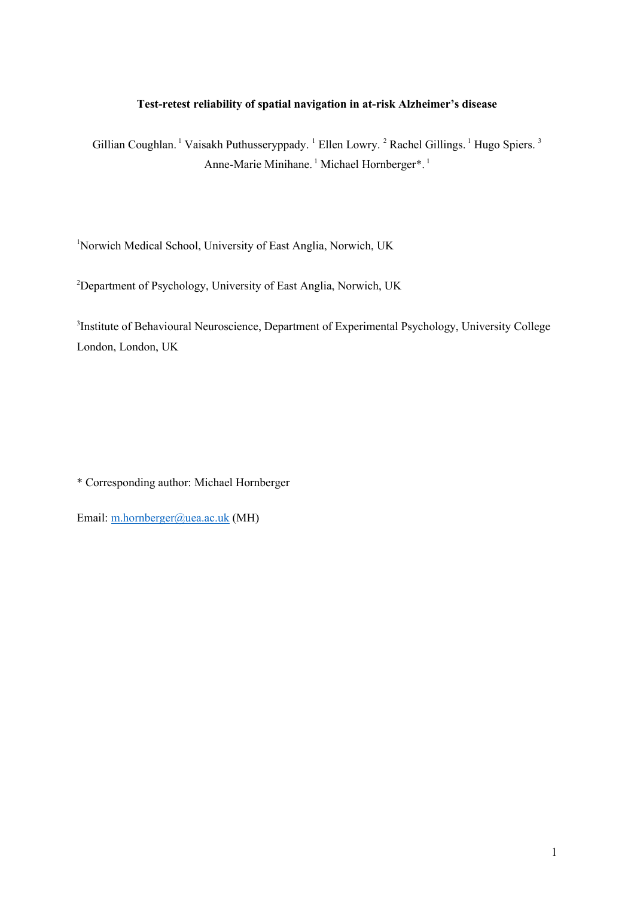# Test-retest reliability of spatial navigation in at-risk Alzheimer's disease

Gillian Coughlan. [1] Vaisakh Puthusseryppady. [1] Ellen Lowry. [2] Rachel Gillings. [1] Hugo Spiers. [3] Anne-Marie Minihane. [1] Michael Hornberger*. [1]

[1]Norwich Medical School, University of East Anglia, Norwich, UK

[2]Department of Psychology, University of East Anglia, Norwich, UK

[3]Institute of Behavioural Neuroscience, Department of Experimental Psychology, University College London, London, UK

* Corresponding author: Michael Hornberger

Email: m.hornberger@uea.ac.uk (MH)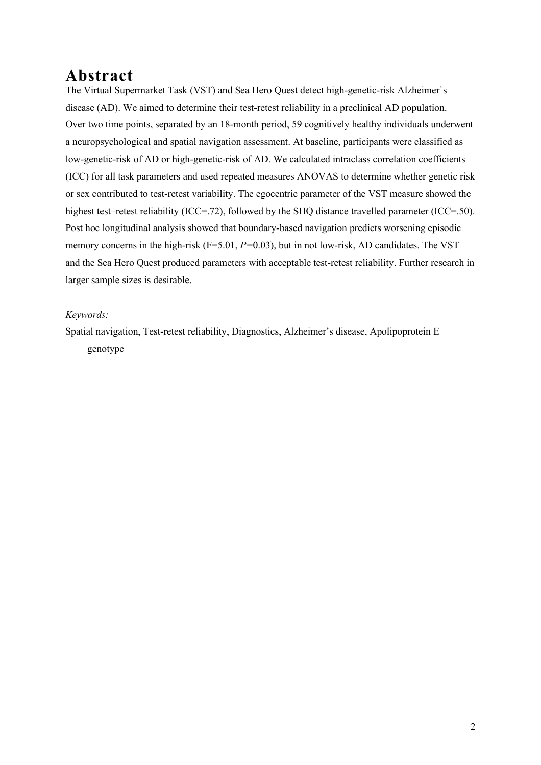# Abstract

The Virtual Supermarket Task (VST) and Sea Hero Quest detect high-genetic-risk Alzheimer`s disease (AD). We aimed to determine their test-retest reliability in a preclinical AD population. Over two time points, separated by an 18-month period, 59 cognitively healthy individuals underwent a neuropsychological and spatial navigation assessment. At baseline, participants were classified as low-genetic-risk of AD or high-genetic-risk of AD. We calculated intraclass correlation coefficients (ICC) for all task parameters and used repeated measures ANOVAS to determine whether genetic risk or sex contributed to test-retest variability. The egocentric parameter of the VST measure showed the highest test–retest reliability (ICC=.72), followed by the SHQ distance travelled parameter (ICC=.50). Post hoc longitudinal analysis showed that boundary-based navigation predicts worsening episodic memory concerns in the high-risk (F=5.01, *P*=0.03), but in not low-risk, AD candidates. The VST and the Sea Hero Quest produced parameters with acceptable test-retest reliability. Further research in larger sample sizes is desirable.

*Keywords:*

Spatial navigation, Test-retest reliability, Diagnostics, Alzheimer's disease, Apolipoprotein E genotype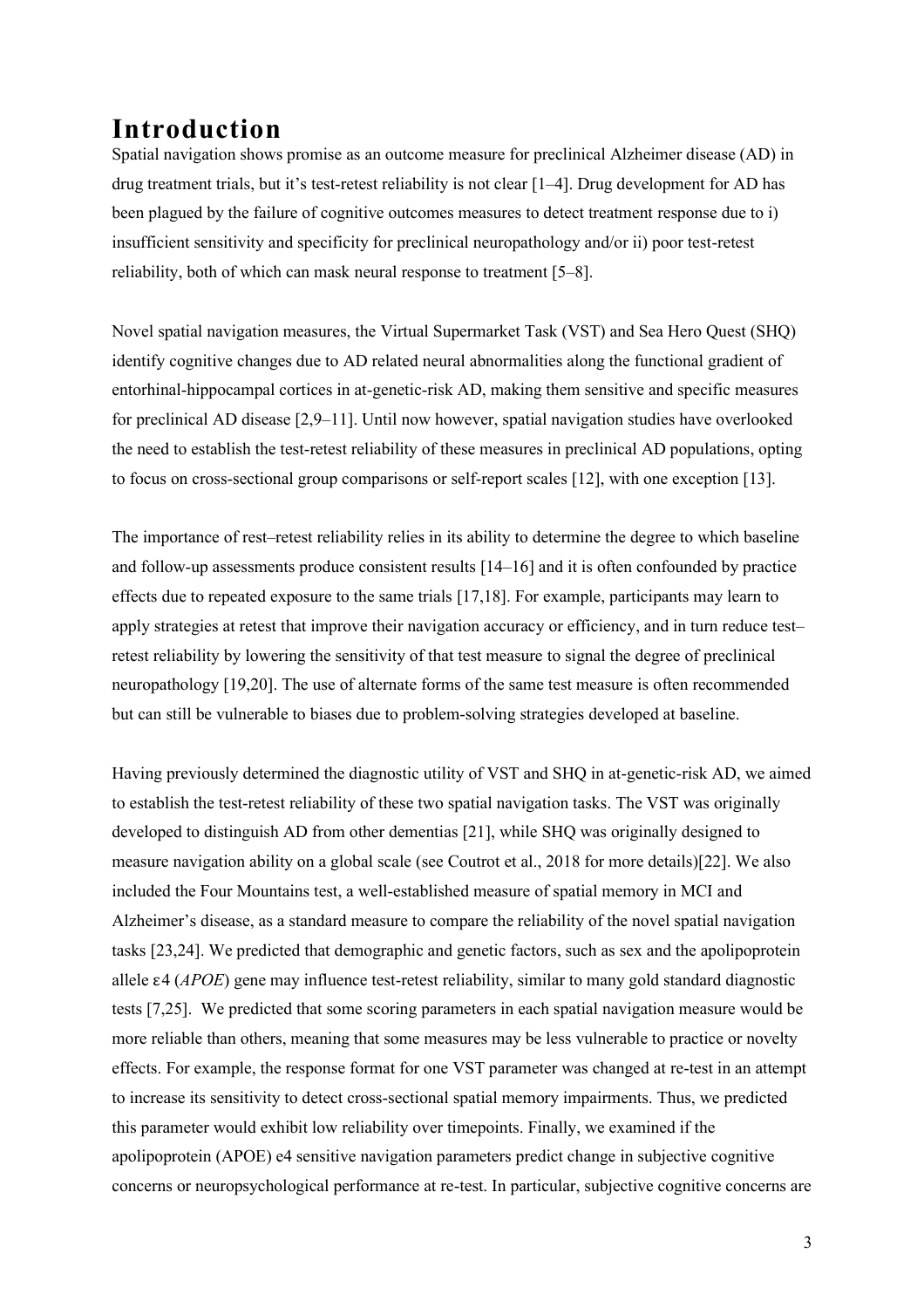# Introduction

Spatial navigation shows promise as an outcome measure for preclinical Alzheimer disease (AD) in drug treatment trials, but it's test-retest reliability is not clear [1–4]. Drug development for AD has been plagued by the failure of cognitive outcomes measures to detect treatment response due to i) insufficient sensitivity and specificity for preclinical neuropathology and/or ii) poor test-retest reliability, both of which can mask neural response to treatment [5–8].

Novel spatial navigation measures, the Virtual Supermarket Task (VST) and Sea Hero Quest (SHQ) identify cognitive changes due to AD related neural abnormalities along the functional gradient of entorhinal-hippocampal cortices in at-genetic-risk AD, making them sensitive and specific measures for preclinical AD disease [2,9–11]. Until now however, spatial navigation studies have overlooked the need to establish the test-retest reliability of these measures in preclinical AD populations, opting to focus on cross-sectional group comparisons or self-report scales [12], with one exception [13].

The importance of rest–retest reliability relies in its ability to determine the degree to which baseline and follow-up assessments produce consistent results [14–16] and it is often confounded by practice effects due to repeated exposure to the same trials [17,18]. For example, participants may learn to apply strategies at retest that improve their navigation accuracy or efficiency, and in turn reduce test–retest reliability by lowering the sensitivity of that test measure to signal the degree of preclinical neuropathology [19,20]. The use of alternate forms of the same test measure is often recommended but can still be vulnerable to biases due to problem-solving strategies developed at baseline.

Having previously determined the diagnostic utility of VST and SHQ in at-genetic-risk AD, we aimed to establish the test-retest reliability of these two spatial navigation tasks. The VST was originally developed to distinguish AD from other dementias [21], while SHQ was originally designed to measure navigation ability on a global scale (see Coutrot et al., 2018 for more details)[22]. We also included the Four Mountains test, a well-established measure of spatial memory in MCI and Alzheimer's disease, as a standard measure to compare the reliability of the novel spatial navigation tasks [23,24]. We predicted that demographic and genetic factors, such as sex and the apolipoprotein allele ε4 (*APOE*) gene may influence test-retest reliability, similar to many gold standard diagnostic tests [7,25]. We predicted that some scoring parameters in each spatial navigation measure would be more reliable than others, meaning that some measures may be less vulnerable to practice or novelty effects. For example, the response format for one VST parameter was changed at re-test in an attempt to increase its sensitivity to detect cross-sectional spatial memory impairments. Thus, we predicted this parameter would exhibit low reliability over timepoints. Finally, we examined if the apolipoprotein (APOE) e4 sensitive navigation parameters predict change in subjective cognitive concerns or neuropsychological performance at re-test. In particular, subjective cognitive concerns are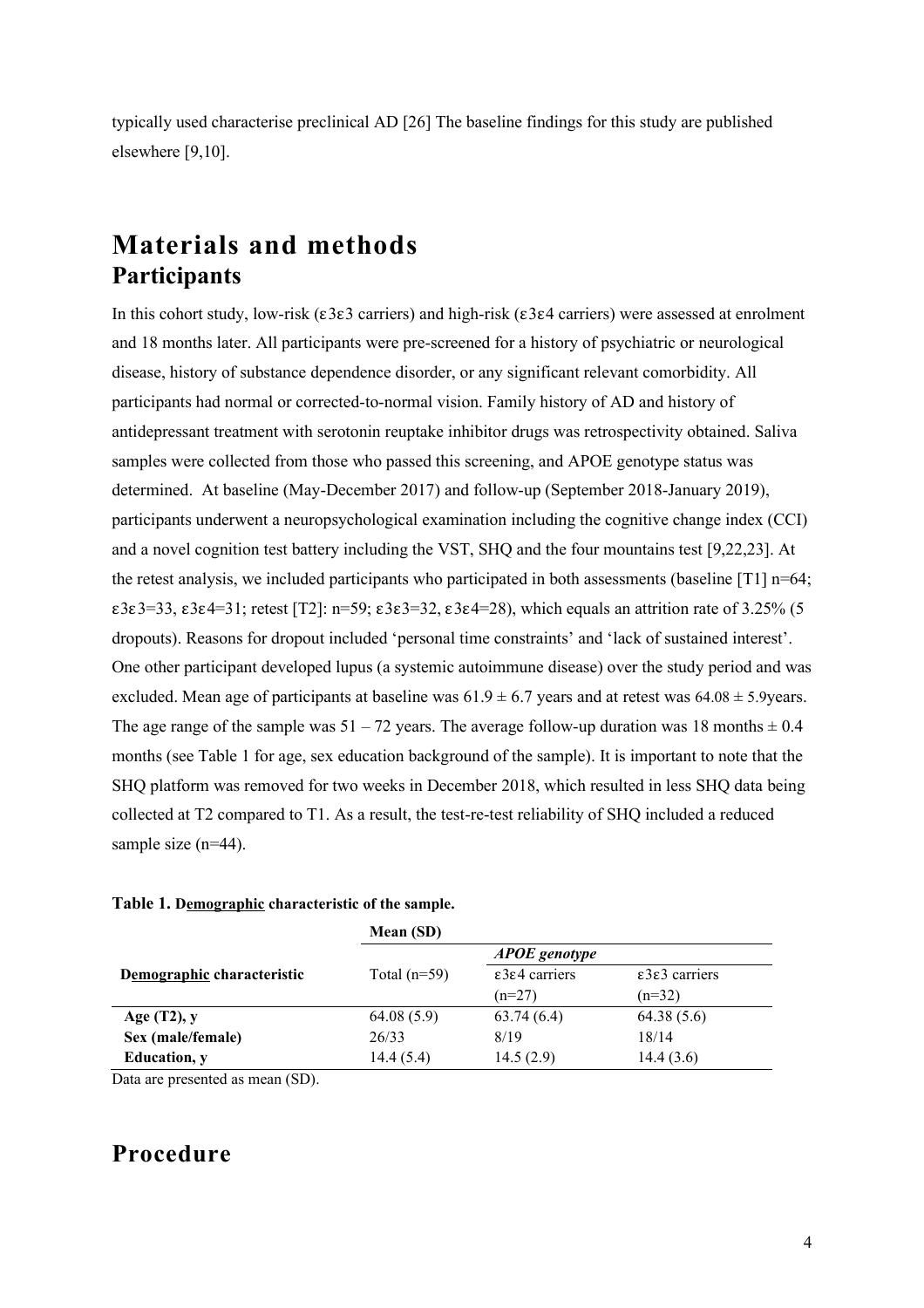typically used characterise preclinical AD [26] The baseline findings for this study are published elsewhere [9,10].

# Materials and methods

## Participants

In this cohort study, low-risk (ε3ε3 carriers) and high-risk (ε3ε4 carriers) were assessed at enrolment and 18 months later. All participants were pre-screened for a history of psychiatric or neurological disease, history of substance dependence disorder, or any significant relevant comorbidity. All participants had normal or corrected-to-normal vision. Family history of AD and history of antidepressant treatment with serotonin reuptake inhibitor drugs was retrospectivity obtained. Saliva samples were collected from those who passed this screening, and APOE genotype status was determined. At baseline (May-December 2017) and follow-up (September 2018-January 2019), participants underwent a neuropsychological examination including the cognitive change index (CCI) and a novel cognition test battery including the VST, SHQ and the four mountains test [9,22,23]. At the retest analysis, we included participants who participated in both assessments (baseline [T1] n=64; ε3ε3=33, ε3ε4=31; retest [T2]: n=59; ε3ε3=32, ε3ε4=28), which equals an attrition rate of 3.25% (5 dropouts). Reasons for dropout included 'personal time constraints' and 'lack of sustained interest'. One other participant developed lupus (a systemic autoimmune disease) over the study period and was excluded. Mean age of participants at baseline was 61.9 ± 6.7 years and at retest was 64.08 ± 5.9years. The age range of the sample was 51 – 72 years. The average follow-up duration was 18 months ± 0.4 months (see Table 1 for age, sex education background of the sample). It is important to note that the SHQ platform was removed for two weeks in December 2018, which resulted in less SHQ data being collected at T2 compared to T1. As a result, the test-re-test reliability of SHQ included a reduced sample size (n=44).

**Table 1. Demographic characteristic of the sample.**

| | Mean (SD) | | |
|---|---|---|---|
| | | *APOE genotype* | |
| **Demographic characteristic** | Total (n=59) | ε3ε4 carriers (n=27) | ε3ε3 carriers (n=32) |
| **Age (T2), y** | 64.08 (5.9) | 63.74 (6.4) | 64.38 (5.6) |
| **Sex (male/female)** | 26/33 | 8/19 | 18/14 |
| **Education, y** | 14.4 (5.4) | 14.5 (2.9) | 14.4 (3.6) |

Data are presented as mean (SD).

# Procedure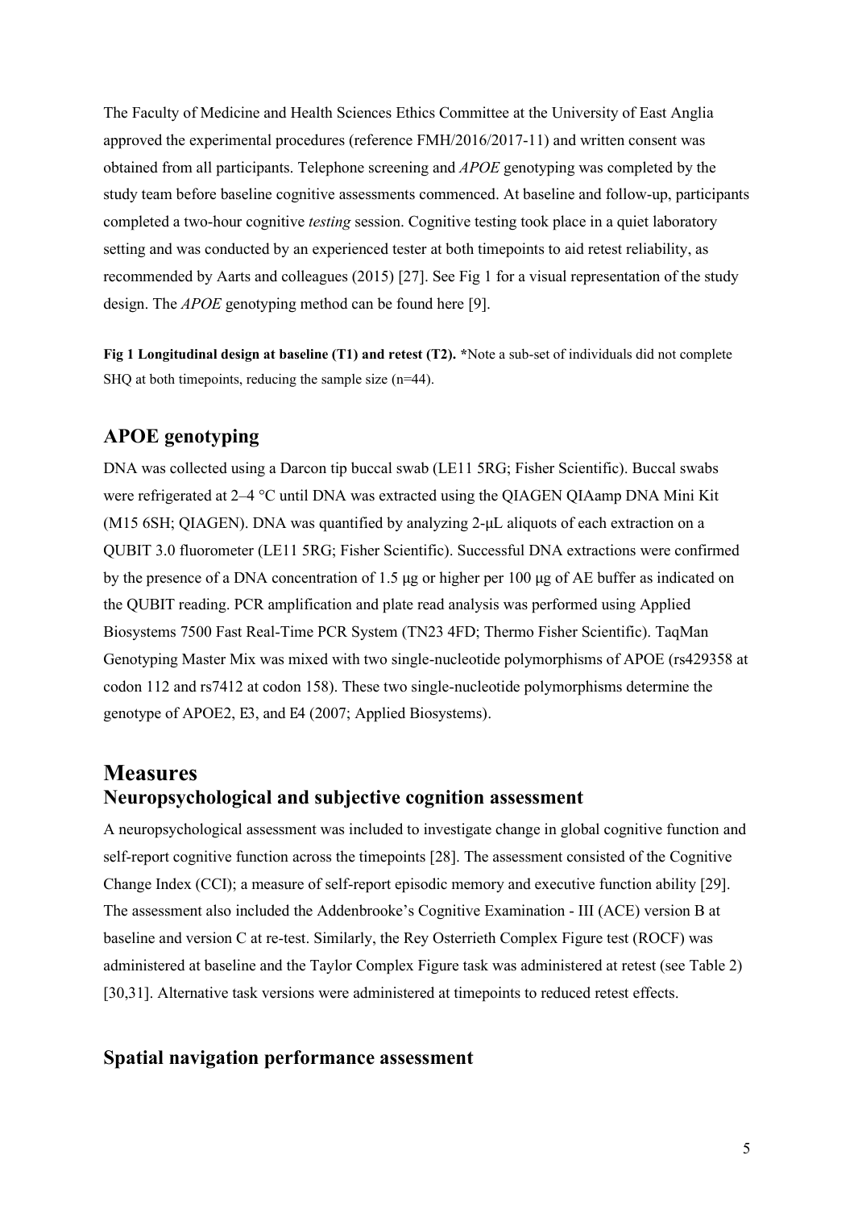The Faculty of Medicine and Health Sciences Ethics Committee at the University of East Anglia approved the experimental procedures (reference FMH/2016/2017-11) and written consent was obtained from all participants. Telephone screening and *APOE* genotyping was completed by the study team before baseline cognitive assessments commenced. At baseline and follow-up, participants completed a two-hour cognitive *testing* session. Cognitive testing took place in a quiet laboratory setting and was conducted by an experienced tester at both timepoints to aid retest reliability, as recommended by Aarts and colleagues (2015) [27]. See Fig 1 for a visual representation of the study design. The *APOE* genotyping method can be found here [9].

**Fig 1 Longitudinal design at baseline (T1) and retest (T2).** *Note a sub-set of individuals did not complete SHQ at both timepoints, reducing the sample size (n=44).

## APOE genotyping

DNA was collected using a Darcon tip buccal swab (LE11 5RG; Fisher Scientific). Buccal swabs were refrigerated at 2–4 °C until DNA was extracted using the QIAGEN QIAamp DNA Mini Kit (M15 6SH; QIAGEN). DNA was quantified by analyzing 2-μL aliquots of each extraction on a QUBIT 3.0 fluorometer (LE11 5RG; Fisher Scientific). Successful DNA extractions were confirmed by the presence of a DNA concentration of 1.5 μg or higher per 100 μg of AE buffer as indicated on the QUBIT reading. PCR amplification and plate read analysis was performed using Applied Biosystems 7500 Fast Real-Time PCR System (TN23 4FD; Thermo Fisher Scientific). TaqMan Genotyping Master Mix was mixed with two single-nucleotide polymorphisms of APOE (rs429358 at codon 112 and rs7412 at codon 158). These two single-nucleotide polymorphisms determine the genotype of APOE2, E3, and E4 (2007; Applied Biosystems).

# Measures

## Neuropsychological and subjective cognition assessment

A neuropsychological assessment was included to investigate change in global cognitive function and self-report cognitive function across the timepoints [28]. The assessment consisted of the Cognitive Change Index (CCI); a measure of self-report episodic memory and executive function ability [29]. The assessment also included the Addenbrooke's Cognitive Examination - III (ACE) version B at baseline and version C at re-test. Similarly, the Rey Osterrieth Complex Figure test (ROCF) was administered at baseline and the Taylor Complex Figure task was administered at retest (see Table 2) [30,31]. Alternative task versions were administered at timepoints to reduced retest effects.

## Spatial navigation performance assessment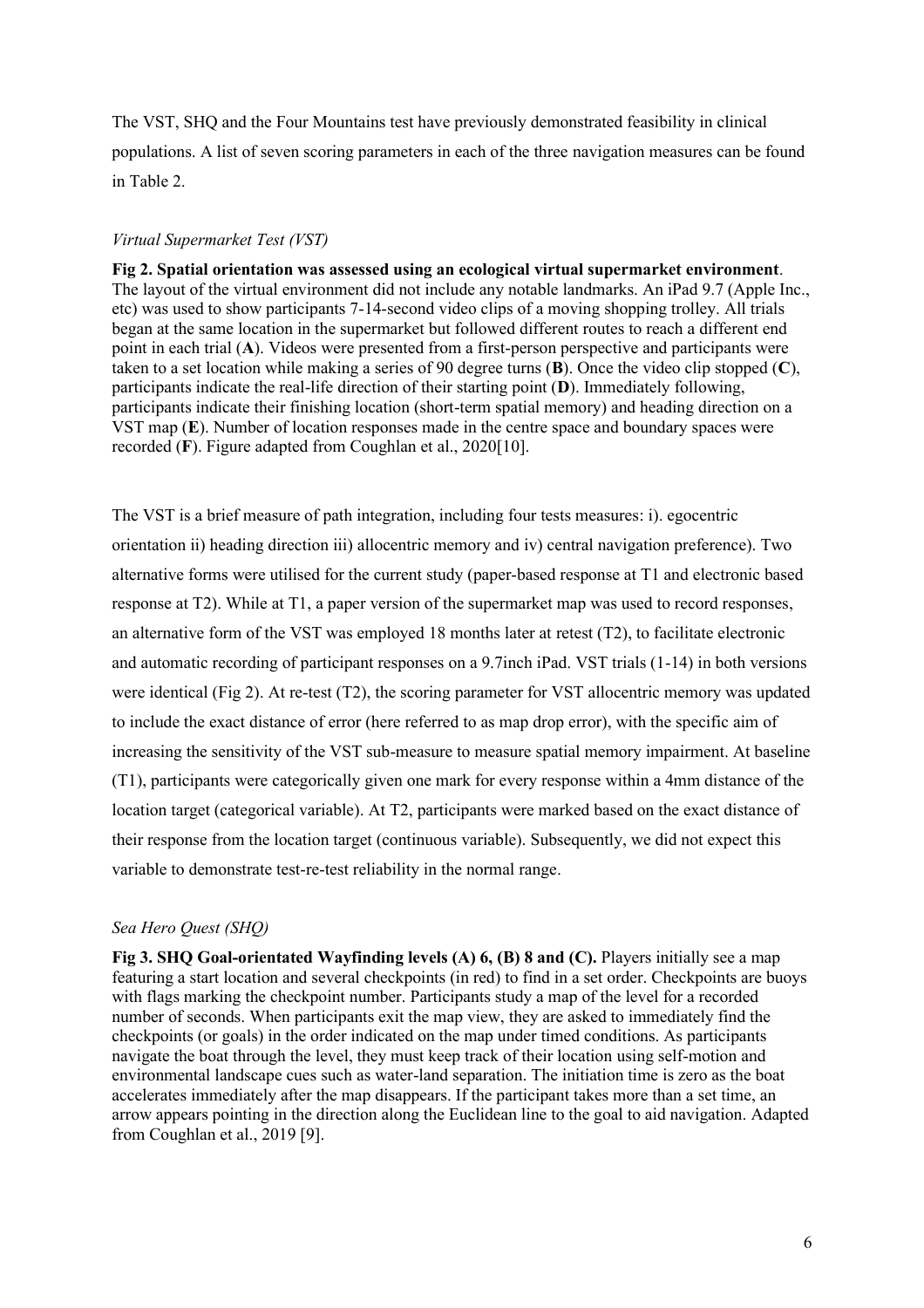The VST, SHQ and the Four Mountains test have previously demonstrated feasibility in clinical populations. A list of seven scoring parameters in each of the three navigation measures can be found in Table 2.

### *Virtual Supermarket Test (VST)*

**Fig 2. Spatial orientation was assessed using an ecological virtual supermarket environment**. The layout of the virtual environment did not include any notable landmarks. An iPad 9.7 (Apple Inc., etc) was used to show participants 7-14-second video clips of a moving shopping trolley. All trials began at the same location in the supermarket but followed different routes to reach a different end point in each trial (**A**). Videos were presented from a first-person perspective and participants were taken to a set location while making a series of 90 degree turns (**B**). Once the video clip stopped (**C**), participants indicate the real-life direction of their starting point (**D**). Immediately following, participants indicate their finishing location (short-term spatial memory) and heading direction on a VST map (**E**). Number of location responses made in the centre space and boundary spaces were recorded (**F**). Figure adapted from Coughlan et al., 2020[10].

The VST is a brief measure of path integration, including four tests measures: i). egocentric orientation ii) heading direction iii) allocentric memory and iv) central navigation preference). Two alternative forms were utilised for the current study (paper-based response at T1 and electronic based response at T2). While at T1, a paper version of the supermarket map was used to record responses, an alternative form of the VST was employed 18 months later at retest (T2), to facilitate electronic and automatic recording of participant responses on a 9.7inch iPad. VST trials (1-14) in both versions were identical (Fig 2). At re-test (T2), the scoring parameter for VST allocentric memory was updated to include the exact distance of error (here referred to as map drop error), with the specific aim of increasing the sensitivity of the VST sub-measure to measure spatial memory impairment. At baseline (T1), participants were categorically given one mark for every response within a 4mm distance of the location target (categorical variable). At T2, participants were marked based on the exact distance of their response from the location target (continuous variable). Subsequently, we did not expect this variable to demonstrate test-re-test reliability in the normal range.

### *Sea Hero Quest (SHQ)*

**Fig 3. SHQ Goal-orientated Wayfinding levels (A) 6, (B) 8 and (C).** Players initially see a map featuring a start location and several checkpoints (in red) to find in a set order. Checkpoints are buoys with flags marking the checkpoint number. Participants study a map of the level for a recorded number of seconds. When participants exit the map view, they are asked to immediately find the checkpoints (or goals) in the order indicated on the map under timed conditions. As participants navigate the boat through the level, they must keep track of their location using self-motion and environmental landscape cues such as water-land separation. The initiation time is zero as the boat accelerates immediately after the map disappears. If the participant takes more than a set time, an arrow appears pointing in the direction along the Euclidean line to the goal to aid navigation. Adapted from Coughlan et al., 2019 [9].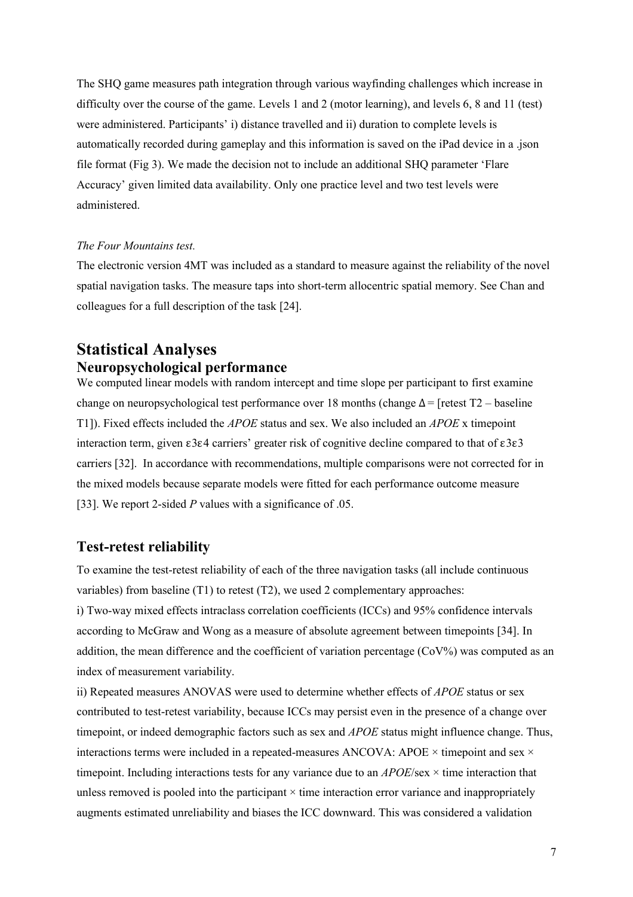The SHQ game measures path integration through various wayfinding challenges which increase in difficulty over the course of the game. Levels 1 and 2 (motor learning), and levels 6, 8 and 11 (test) were administered. Participants' i) distance travelled and ii) duration to complete levels is automatically recorded during gameplay and this information is saved on the iPad device in a .json file format (Fig 3). We made the decision not to include an additional SHQ parameter 'Flare Accuracy' given limited data availability. Only one practice level and two test levels were administered.

*The Four Mountains test.*

The electronic version 4MT was included as a standard to measure against the reliability of the novel spatial navigation tasks. The measure taps into short-term allocentric spatial memory. See Chan and colleagues for a full description of the task [24].

# Statistical Analyses

## Neuropsychological performance

We computed linear models with random intercept and time slope per participant to first examine change on neuropsychological test performance over 18 months (change Δ = [retest T2 – baseline T1]). Fixed effects included the *APOE* status and sex. We also included an *APOE* x timepoint interaction term, given ε3ε4 carriers' greater risk of cognitive decline compared to that of ε3ε3 carriers [32]. In accordance with recommendations, multiple comparisons were not corrected for in the mixed models because separate models were fitted for each performance outcome measure [33]. We report 2-sided *P* values with a significance of .05.

## Test-retest reliability

To examine the test-retest reliability of each of the three navigation tasks (all include continuous variables) from baseline (T1) to retest (T2), we used 2 complementary approaches:

i) Two-way mixed effects intraclass correlation coefficients (ICCs) and 95% confidence intervals according to McGraw and Wong as a measure of absolute agreement between timepoints [34]. In addition, the mean difference and the coefficient of variation percentage (CoV%) was computed as an index of measurement variability.

ii) Repeated measures ANOVAS were used to determine whether effects of *APOE* status or sex contributed to test-retest variability, because ICCs may persist even in the presence of a change over timepoint, or indeed demographic factors such as sex and *APOE* status might influence change. Thus, interactions terms were included in a repeated-measures ANCOVA: APOE × timepoint and sex × timepoint. Including interactions tests for any variance due to an *APOE*/sex × time interaction that unless removed is pooled into the participant × time interaction error variance and inappropriately augments estimated unreliability and biases the ICC downward. This was considered a validation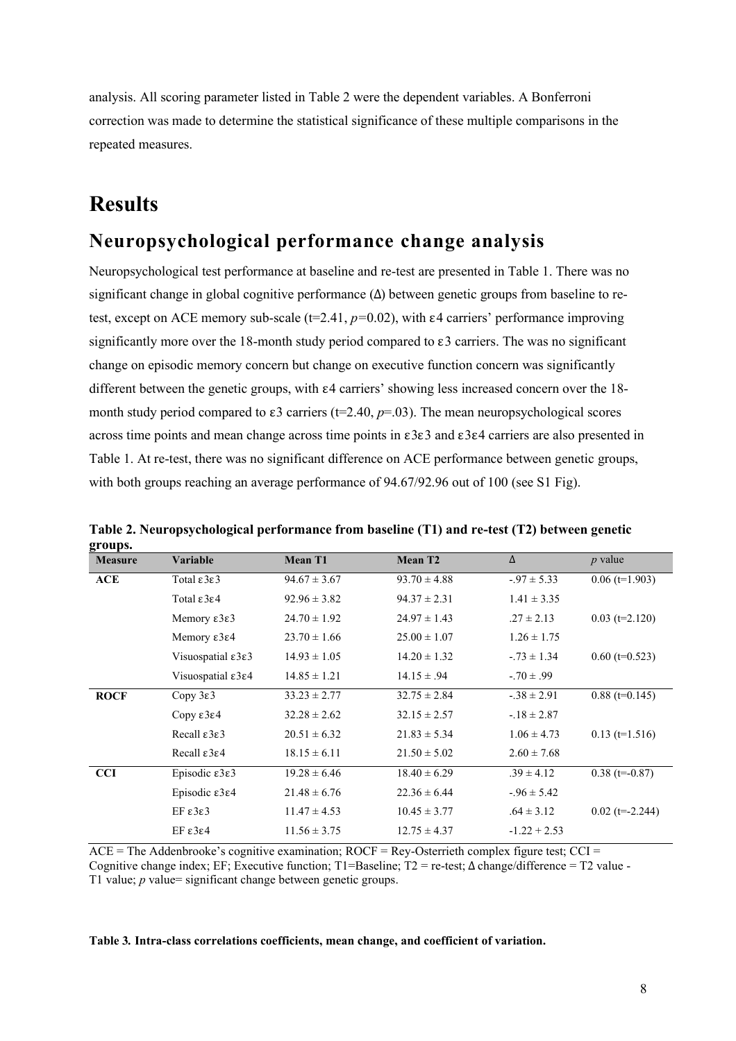analysis. All scoring parameter listed in Table 2 were the dependent variables. A Bonferroni correction was made to determine the statistical significance of these multiple comparisons in the repeated measures.

# Results

## Neuropsychological performance change analysis

Neuropsychological test performance at baseline and re-test are presented in Table 1. There was no significant change in global cognitive performance (Δ) between genetic groups from baseline to re-test, except on ACE memory sub-scale ($t=2.41$, $p=0.02$), with ε4 carriers' performance improving significantly more over the 18-month study period compared to ε3 carriers. The was no significant change on episodic memory concern but change on executive function concern was significantly different between the genetic groups, with ε4 carriers' showing less increased concern over the 18-month study period compared to ε3 carriers ($t=2.40$, $p=.03$). The mean neuropsychological scores across time points and mean change across time points in ε3ε3 and ε3ε4 carriers are also presented in Table 1. At re-test, there was no significant difference on ACE performance between genetic groups, with both groups reaching an average performance of 94.67/92.96 out of 100 (see S1 Fig).

**Table 2. Neuropsychological performance from baseline (T1) and re-test (T2) between genetic groups.**

| Measure | Variable | Mean T1 | Mean T2 | Δ | *p* value |
|---|---|---|---|---|---|
| **ACE** | Total ε3ε3 | 94.67 ± 3.67 | 93.70 ± 4.88 | -.97 ± 5.33 | 0.06 (t=1.903) |
| | Total ε3ε4 | 92.96 ± 3.82 | 94.37 ± 2.31 | 1.41 ± 3.35 | |
| | Memory ε3ε3 | 24.70 ± 1.92 | 24.97 ± 1.43 | .27 ± 2.13 | 0.03 (t=2.120) |
| | Memory ε3ε4 | 23.70 ± 1.66 | 25.00 ± 1.07 | 1.26 ± 1.75 | |
| | Visuospatial ε3ε3 | 14.93 ± 1.05 | 14.20 ± 1.32 | -.73 ± 1.34 | 0.60 (t=0.523) |
| | Visuospatial ε3ε4 | 14.85 ± 1.21 | 14.15 ± .94 | -.70 ± .99 | |
| **ROCF** | Copy 3ε3 | 33.23 ± 2.77 | 32.75 ± 2.84 | -.38 ± 2.91 | 0.88 (t=0.145) |
| | Copy ε3ε4 | 32.28 ± 2.62 | 32.15 ± 2.57 | -.18 ± 2.87 | |
| | Recall ε3ε3 | 20.51 ± 6.32 | 21.83 ± 5.34 | 1.06 ± 4.73 | 0.13 (t=1.516) |
| | Recall ε3ε4 | 18.15 ± 6.11 | 21.50 ± 5.02 | 2.60 ± 7.68 | |
| **CCI** | Episodic ε3ε3 | 19.28 ± 6.46 | 18.40 ± 6.29 | .39 ± 4.12 | 0.38 (t=-0.87) |
| | Episodic ε3ε4 | 21.48 ± 6.76 | 22.36 ± 6.44 | -.96 ± 5.42 | |
| | EF ε3ε3 | 11.47 ± 4.53 | 10.45 ± 3.77 | .64 ± 3.12 | 0.02 (t=-2.244) |
| | EF ε3ε4 | 11.56 ± 3.75 | 12.75 ± 4.37 | -1.22 + 2.53 | |

ACE = The Addenbrooke's cognitive examination; ROCF = Rey-Osterrieth complex figure test; CCI = Cognitive change index; EF; Executive function; T1=Baseline; T2 = re-test; Δ change/difference = T2 value - T1 value; *p* value= significant change between genetic groups.

**Table 3. Intra-class correlations coefficients, mean change, and coefficient of variation.**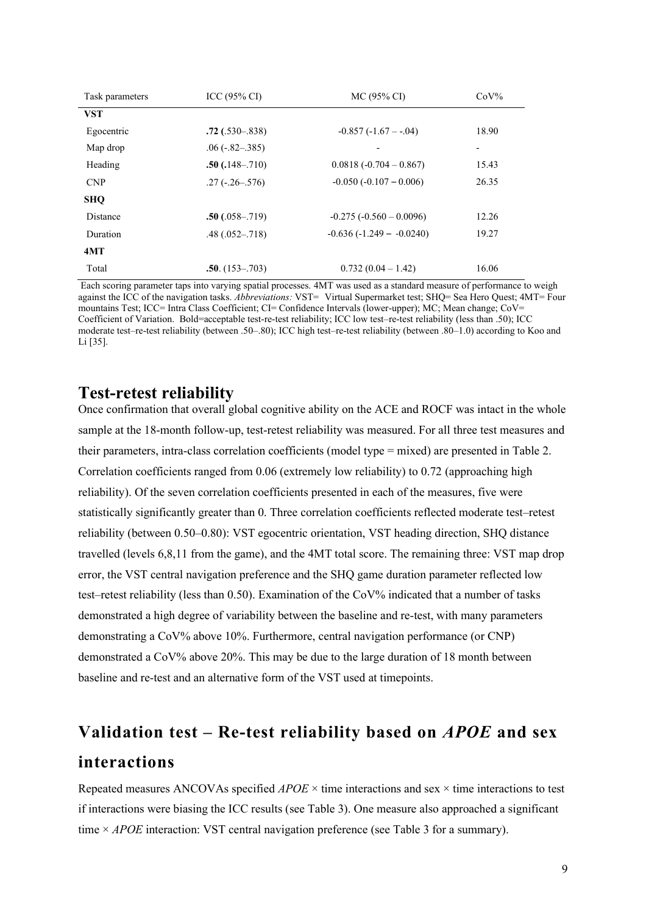| Task parameters | ICC (95% CI) | MC (95% CI) | CoV% |
| --- | --- | --- | --- |
| **VST** | | | |
| Egocentric | **.72** (.530–.838) | -0.857 (-1.67 – -.04) | 18.90 |
| Map drop | .06 (-.82–.385) | - | - |
| Heading | **.50** (.148–.710) | 0.0818 (-0.704 – 0.867) | 15.43 |
| CNP | .27 (-.26–.576) | -0.050 (-0.107 – 0.006) | 26.35 |
| **SHQ** | | | |
| Distance | **.50** (.058–.719) | -0.275 (-0.560 – 0.0096) | 12.26 |
| Duration | .48 (.052–.718) | -0.636 (-1.249 – -0.0240) | 19.27 |
| **4MT** | | | |
| Total | **.50**. (153–.703) | 0.732 (0.04 – 1.42) | 16.06 |

Each scoring parameter taps into varying spatial processes. 4MT was used as a standard measure of performance to weigh against the ICC of the navigation tasks. *Abbreviations:* VST= Virtual Supermarket test; SHQ= Sea Hero Quest; 4MT= Four mountains Test; ICC= Intra Class Coefficient; CI= Confidence Intervals (lower-upper); MC; Mean change; CoV= Coefficient of Variation. Bold=acceptable test-re-test reliability; ICC low test–re-test reliability (less than .50); ICC moderate test–re-test reliability (between .50–.80); ICC high test–re-test reliability (between .80–1.0) according to Koo and Li [35].

## Test-retest reliability

Once confirmation that overall global cognitive ability on the ACE and ROCF was intact in the whole sample at the 18-month follow-up, test-retest reliability was measured. For all three test measures and their parameters, intra-class correlation coefficients (model type = mixed) are presented in Table 2. Correlation coefficients ranged from 0.06 (extremely low reliability) to 0.72 (approaching high reliability). Of the seven correlation coefficients presented in each of the measures, five were statistically significantly greater than 0. Three correlation coefficients reflected moderate test–retest reliability (between 0.50–0.80): VST egocentric orientation, VST heading direction, SHQ distance travelled (levels 6,8,11 from the game), and the 4MT total score. The remaining three: VST map drop error, the VST central navigation preference and the SHQ game duration parameter reflected low test–retest reliability (less than 0.50). Examination of the CoV% indicated that a number of tasks demonstrated a high degree of variability between the baseline and re-test, with many parameters demonstrating a CoV% above 10%. Furthermore, central navigation performance (or CNP) demonstrated a CoV% above 20%. This may be due to the large duration of 18 month between baseline and re-test and an alternative form of the VST used at timepoints.

## Validation test – Re-test reliability based on *APOE* and sex interactions

Repeated measures ANCOVAs specified *APOE* × time interactions and sex × time interactions to test if interactions were biasing the ICC results (see Table 3). One measure also approached a significant time × *APOE* interaction: VST central navigation preference (see Table 3 for a summary).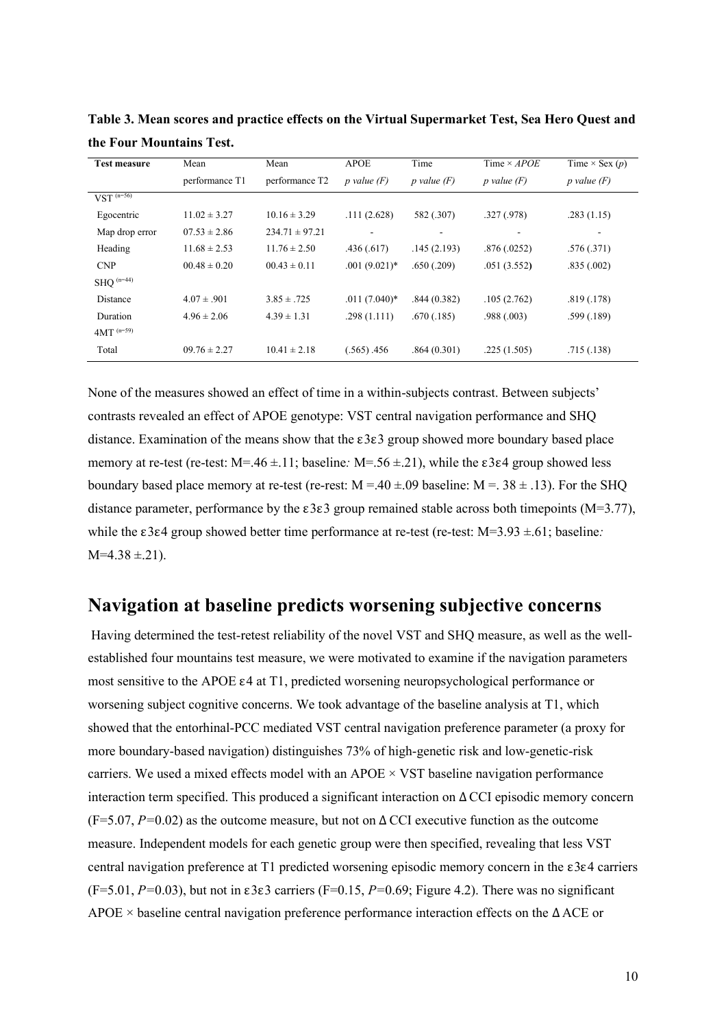**Table 3. Mean scores and practice effects on the Virtual Supermarket Test, Sea Hero Quest and the Four Mountains Test.**

| Test measure | Mean performance T1 | Mean performance T2 | APOE *p value (F)* | Time *p value (F)* | Time × *APOE* *p value (F)* | Time × Sex (*p*) *p value (F)* |
|---|---|---|---|---|---|---|
| VST $^{(n=56)}$ | | | | | | |
| Egocentric | 11.02 ± 3.27 | 10.16 ± 3.29 | .111 (2.628) | 582 (.307) | .327 (.978) | .283 (1.15) |
| Map drop error | 07.53 ± 2.86 | 234.71 ± 97.21 | - | - | - | - |
| Heading | 11.68 ± 2.53 | 11.76 ± 2.50 | .436 (.617) | .145 (2.193) | .876 (.0252) | .576 (.371) |
| CNP | 00.48 ± 0.20 | 00.43 ± 0.11 | .001 (9.021)* | .650 (.209) | .051 (3.552**)** | .835 (.002) |
| SHQ $^{(n=44)}$ | | | | | | |
| Distance | 4.07 ± .901 | 3.85 ± .725 | .011 (7.040)* | .844 (0.382) | .105 (2.762) | .819 (.178) |
| Duration | 4.96 ± 2.06 | 4.39 ± 1.31 | .298 (1.111) | .670 (.185) | .988 (.003) | .599 (.189) |
| 4MT $^{(n=59)}$ | | | | | | |
| Total | 09.76 ± 2.27 | 10.41 ± 2.18 | (.565) .456 | .864 (0.301) | .225 (1.505) | .715 (.138) |

None of the measures showed an effect of time in a within-subjects contrast. Between subjects' contrasts revealed an effect of APOE genotype: VST central navigation performance and SHQ distance. Examination of the means show that the ε3ε3 group showed more boundary based place memory at re-test (re-test: M=.46 ±.11; baseline*:* M=.56 ±.21), while the ε3ε4 group showed less boundary based place memory at re-test (re-rest: M =.40 ±.09 baseline: M =. 38 ± .13). For the SHQ distance parameter, performance by the ε3ε3 group remained stable across both timepoints (M=3.77), while the ε3ε4 group showed better time performance at re-test (re-test: M=3.93 ±.61; baseline*:* M=4.38 ±.21).

## Navigation at baseline predicts worsening subjective concerns

Having determined the test-retest reliability of the novel VST and SHQ measure, as well as the well-established four mountains test measure, we were motivated to examine if the navigation parameters most sensitive to the APOE ε4 at T1, predicted worsening neuropsychological performance or worsening subject cognitive concerns. We took advantage of the baseline analysis at T1, which showed that the entorhinal-PCC mediated VST central navigation preference parameter (a proxy for more boundary-based navigation) distinguishes 73% of high-genetic risk and low-genetic-risk carriers. We used a mixed effects model with an APOE × VST baseline navigation performance interaction term specified. This produced a significant interaction on ΔCCI episodic memory concern ($F$=5.07, $P$=0.02) as the outcome measure, but not on ΔCCI executive function as the outcome measure. Independent models for each genetic group were then specified, revealing that less VST central navigation preference at T1 predicted worsening episodic memory concern in the ε3ε4 carriers ($F$=5.01, $P$=0.03), but not in ε3ε3 carriers ($F$=0.15, $P$=0.69; Figure 4.2). There was no significant APOE × baseline central navigation preference performance interaction effects on the ΔACE or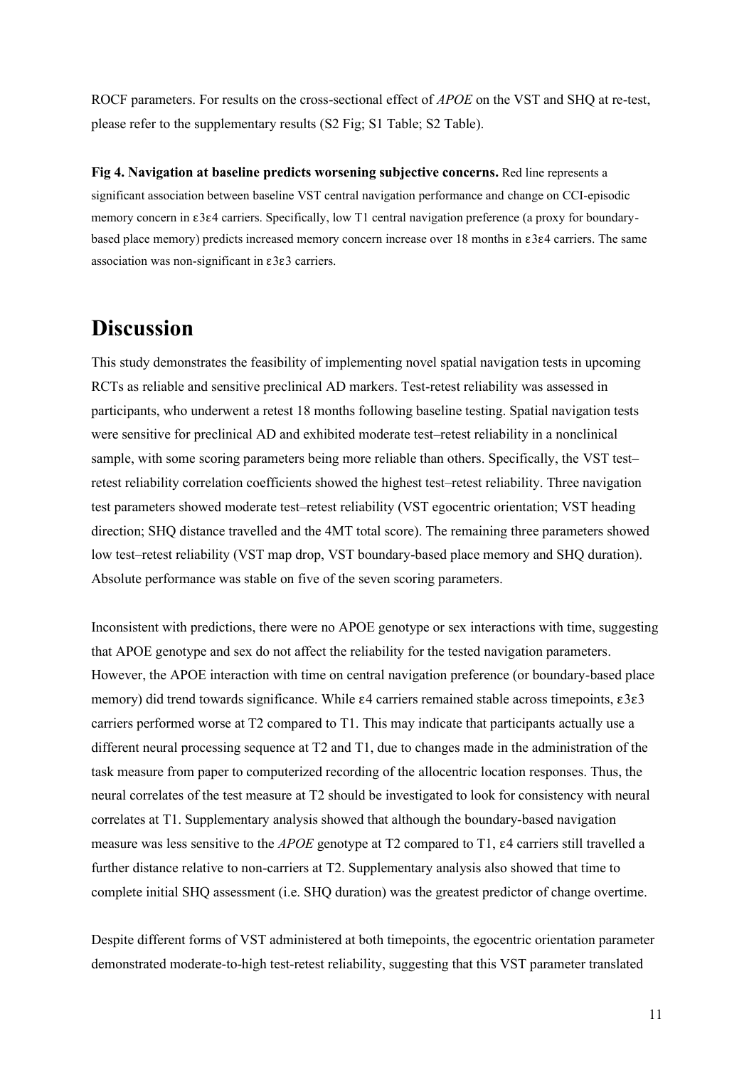ROCF parameters. For results on the cross-sectional effect of *APOE* on the VST and SHQ at re-test, please refer to the supplementary results (S2 Fig; S1 Table; S2 Table).

**Fig 4. Navigation at baseline predicts worsening subjective concerns.** Red line represents a significant association between baseline VST central navigation performance and change on CCI-episodic memory concern in ε3ε4 carriers. Specifically, low T1 central navigation preference (a proxy for boundary-based place memory) predicts increased memory concern increase over 18 months in ε3ε4 carriers. The same association was non-significant in ε3ε3 carriers.

# Discussion

This study demonstrates the feasibility of implementing novel spatial navigation tests in upcoming RCTs as reliable and sensitive preclinical AD markers. Test-retest reliability was assessed in participants, who underwent a retest 18 months following baseline testing. Spatial navigation tests were sensitive for preclinical AD and exhibited moderate test–retest reliability in a nonclinical sample, with some scoring parameters being more reliable than others. Specifically, the VST test–retest reliability correlation coefficients showed the highest test–retest reliability. Three navigation test parameters showed moderate test–retest reliability (VST egocentric orientation; VST heading direction; SHQ distance travelled and the 4MT total score). The remaining three parameters showed low test–retest reliability (VST map drop, VST boundary-based place memory and SHQ duration). Absolute performance was stable on five of the seven scoring parameters.

Inconsistent with predictions, there were no APOE genotype or sex interactions with time, suggesting that APOE genotype and sex do not affect the reliability for the tested navigation parameters. However, the APOE interaction with time on central navigation preference (or boundary-based place memory) did trend towards significance. While ε4 carriers remained stable across timepoints, ε3ε3 carriers performed worse at T2 compared to T1. This may indicate that participants actually use a different neural processing sequence at T2 and T1, due to changes made in the administration of the task measure from paper to computerized recording of the allocentric location responses. Thus, the neural correlates of the test measure at T2 should be investigated to look for consistency with neural correlates at T1. Supplementary analysis showed that although the boundary-based navigation measure was less sensitive to the *APOE* genotype at T2 compared to T1, ε4 carriers still travelled a further distance relative to non-carriers at T2. Supplementary analysis also showed that time to complete initial SHQ assessment (i.e. SHQ duration) was the greatest predictor of change overtime.

Despite different forms of VST administered at both timepoints, the egocentric orientation parameter demonstrated moderate-to-high test-retest reliability, suggesting that this VST parameter translated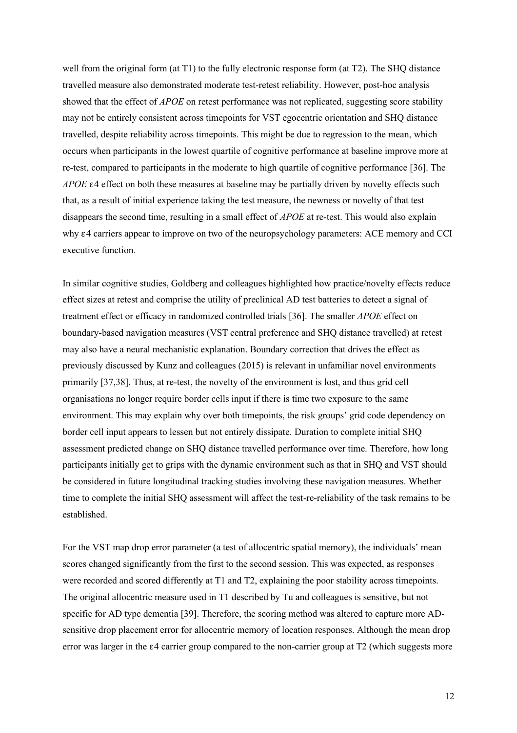well from the original form (at T1) to the fully electronic response form (at T2). The SHQ distance travelled measure also demonstrated moderate test-retest reliability. However, post-hoc analysis showed that the effect of *APOE* on retest performance was not replicated, suggesting score stability may not be entirely consistent across timepoints for VST egocentric orientation and SHQ distance travelled, despite reliability across timepoints. This might be due to regression to the mean, which occurs when participants in the lowest quartile of cognitive performance at baseline improve more at re-test, compared to participants in the moderate to high quartile of cognitive performance [36]. The *APOE* ε4 effect on both these measures at baseline may be partially driven by novelty effects such that, as a result of initial experience taking the test measure, the newness or novelty of that test disappears the second time, resulting in a small effect of *APOE* at re-test. This would also explain why ε4 carriers appear to improve on two of the neuropsychology parameters: ACE memory and CCI executive function.

In similar cognitive studies, Goldberg and colleagues highlighted how practice/novelty effects reduce effect sizes at retest and comprise the utility of preclinical AD test batteries to detect a signal of treatment effect or efficacy in randomized controlled trials [36]. The smaller *APOE* effect on boundary-based navigation measures (VST central preference and SHQ distance travelled) at retest may also have a neural mechanistic explanation. Boundary correction that drives the effect as previously discussed by Kunz and colleagues (2015) is relevant in unfamiliar novel environments primarily [37,38]. Thus, at re-test, the novelty of the environment is lost, and thus grid cell organisations no longer require border cells input if there is time two exposure to the same environment. This may explain why over both timepoints, the risk groups' grid code dependency on border cell input appears to lessen but not entirely dissipate. Duration to complete initial SHQ assessment predicted change on SHQ distance travelled performance over time. Therefore, how long participants initially get to grips with the dynamic environment such as that in SHQ and VST should be considered in future longitudinal tracking studies involving these navigation measures. Whether time to complete the initial SHQ assessment will affect the test-re-reliability of the task remains to be established.

For the VST map drop error parameter (a test of allocentric spatial memory), the individuals' mean scores changed significantly from the first to the second session. This was expected, as responses were recorded and scored differently at T1 and T2, explaining the poor stability across timepoints. The original allocentric measure used in T1 described by Tu and colleagues is sensitive, but not specific for AD type dementia [39]. Therefore, the scoring method was altered to capture more AD-sensitive drop placement error for allocentric memory of location responses. Although the mean drop error was larger in the ε4 carrier group compared to the non-carrier group at T2 (which suggests more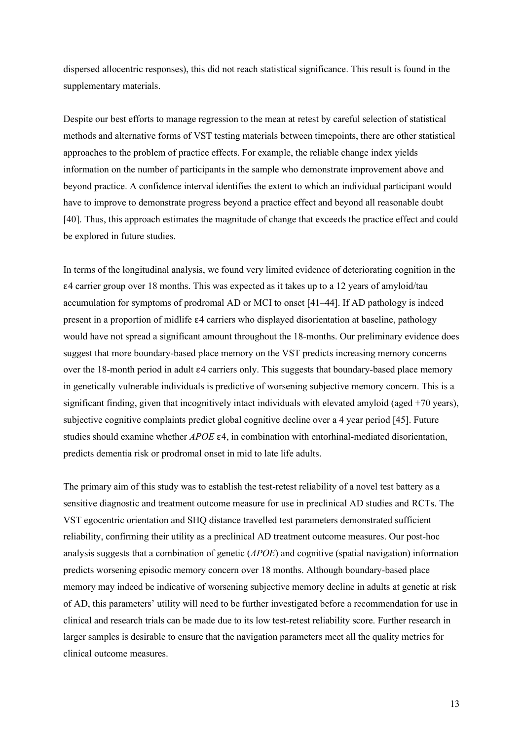dispersed allocentric responses), this did not reach statistical significance. This result is found in the supplementary materials.

Despite our best efforts to manage regression to the mean at retest by careful selection of statistical methods and alternative forms of VST testing materials between timepoints, there are other statistical approaches to the problem of practice effects. For example, the reliable change index yields information on the number of participants in the sample who demonstrate improvement above and beyond practice. A confidence interval identifies the extent to which an individual participant would have to improve to demonstrate progress beyond a practice effect and beyond all reasonable doubt [40]. Thus, this approach estimates the magnitude of change that exceeds the practice effect and could be explored in future studies.

In terms of the longitudinal analysis, we found very limited evidence of deteriorating cognition in the ε4 carrier group over 18 months. This was expected as it takes up to a 12 years of amyloid/tau accumulation for symptoms of prodromal AD or MCI to onset [41–44]. If AD pathology is indeed present in a proportion of midlife ε4 carriers who displayed disorientation at baseline, pathology would have not spread a significant amount throughout the 18-months. Our preliminary evidence does suggest that more boundary-based place memory on the VST predicts increasing memory concerns over the 18-month period in adult ε4 carriers only. This suggests that boundary-based place memory in genetically vulnerable individuals is predictive of worsening subjective memory concern. This is a significant finding, given that incognitively intact individuals with elevated amyloid (aged +70 years), subjective cognitive complaints predict global cognitive decline over a 4 year period [45]. Future studies should examine whether *APOE* ε4, in combination with entorhinal-mediated disorientation, predicts dementia risk or prodromal onset in mid to late life adults.

The primary aim of this study was to establish the test-retest reliability of a novel test battery as a sensitive diagnostic and treatment outcome measure for use in preclinical AD studies and RCTs. The VST egocentric orientation and SHQ distance travelled test parameters demonstrated sufficient reliability, confirming their utility as a preclinical AD treatment outcome measures. Our post-hoc analysis suggests that a combination of genetic (*APOE*) and cognitive (spatial navigation) information predicts worsening episodic memory concern over 18 months. Although boundary-based place memory may indeed be indicative of worsening subjective memory decline in adults at genetic at risk of AD, this parameters' utility will need to be further investigated before a recommendation for use in clinical and research trials can be made due to its low test-retest reliability score. Further research in larger samples is desirable to ensure that the navigation parameters meet all the quality metrics for clinical outcome measures.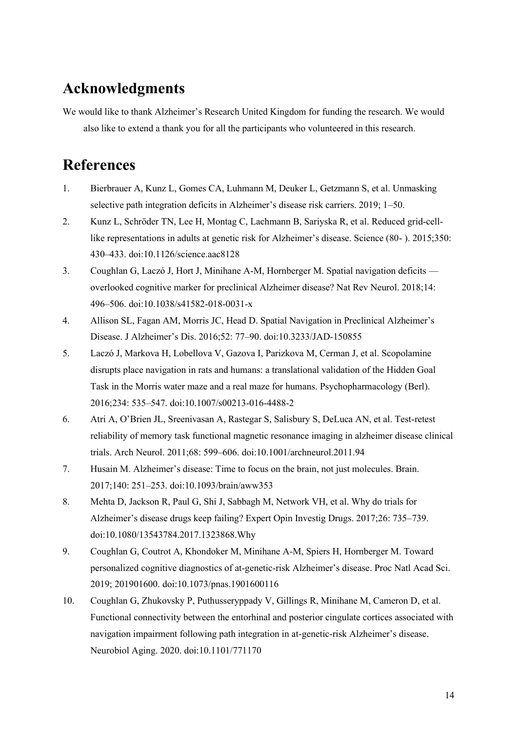## Acknowledgments

We would like to thank Alzheimer's Research United Kingdom for funding the research. We would also like to extend a thank you for all the participants who volunteered in this research.

## References

1. Bierbrauer A, Kunz L, Gomes CA, Luhmann M, Deuker L, Getzmann S, et al. Unmasking selective path integration deficits in Alzheimer's disease risk carriers. 2019; 1–50.
2. Kunz L, Schröder TN, Lee H, Montag C, Lachmann B, Sariyska R, et al. Reduced grid-cell-like representations in adults at genetic risk for Alzheimer's disease. Science (80- ). 2015;350: 430–433. doi:10.1126/science.aac8128
3. Coughlan G, Laczó J, Hort J, Minihane A-M, Hornberger M. Spatial navigation deficits — overlooked cognitive marker for preclinical Alzheimer disease? Nat Rev Neurol. 2018;14: 496–506. doi:10.1038/s41582-018-0031-x
4. Allison SL, Fagan AM, Morris JC, Head D. Spatial Navigation in Preclinical Alzheimer's Disease. J Alzheimer's Dis. 2016;52: 77–90. doi:10.3233/JAD-150855
5. Laczó J, Markova H, Lobellova V, Gazova I, Parizkova M, Cerman J, et al. Scopolamine disrupts place navigation in rats and humans: a translational validation of the Hidden Goal Task in the Morris water maze and a real maze for humans. Psychopharmacology (Berl). 2016;234: 535–547. doi:10.1007/s00213-016-4488-2
6. Atri A, O'Brien JL, Sreenivasan A, Rastegar S, Salisbury S, DeLuca AN, et al. Test-retest reliability of memory task functional magnetic resonance imaging in alzheimer disease clinical trials. Arch Neurol. 2011;68: 599–606. doi:10.1001/archneurol.2011.94
7. Husain M. Alzheimer's disease: Time to focus on the brain, not just molecules. Brain. 2017;140: 251–253. doi:10.1093/brain/aww353
8. Mehta D, Jackson R, Paul G, Shi J, Sabbagh M, Network VH, et al. Why do trials for Alzheimer's disease drugs keep failing? Expert Opin Investig Drugs. 2017;26: 735–739. doi:10.1080/13543784.2017.1323868.Why
9. Coughlan G, Coutrot A, Khondoker M, Minihane A-M, Spiers H, Hornberger M. Toward personalized cognitive diagnostics of at-genetic-risk Alzheimer's disease. Proc Natl Acad Sci. 2019; 201901600. doi:10.1073/pnas.1901600116
10. Coughlan G, Zhukovsky P, Puthusseryppady V, Gillings R, Minihane M, Cameron D, et al. Functional connectivity between the entorhinal and posterior cingulate cortices associated with navigation impairment following path integration in at-genetic-risk Alzheimer's disease. Neurobiol Aging. 2020. doi:10.1101/771170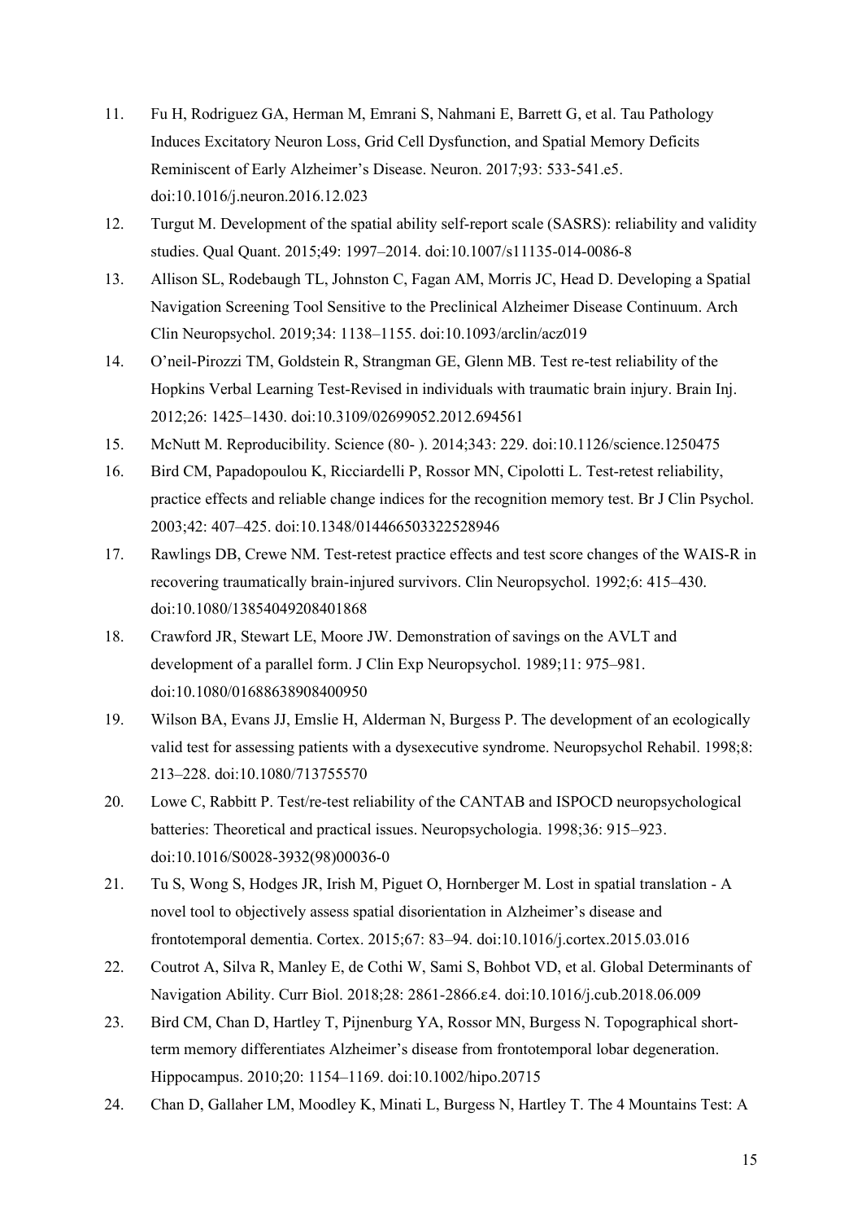11. Fu H, Rodriguez GA, Herman M, Emrani S, Nahmani E, Barrett G, et al. Tau Pathology Induces Excitatory Neuron Loss, Grid Cell Dysfunction, and Spatial Memory Deficits Reminiscent of Early Alzheimer's Disease. Neuron. 2017;93: 533-541.e5. doi:10.1016/j.neuron.2016.12.023
12. Turgut M. Development of the spatial ability self-report scale (SASRS): reliability and validity studies. Qual Quant. 2015;49: 1997–2014. doi:10.1007/s11135-014-0086-8
13. Allison SL, Rodebaugh TL, Johnston C, Fagan AM, Morris JC, Head D. Developing a Spatial Navigation Screening Tool Sensitive to the Preclinical Alzheimer Disease Continuum. Arch Clin Neuropsychol. 2019;34: 1138–1155. doi:10.1093/arclin/acz019
14. O'neil-Pirozzi TM, Goldstein R, Strangman GE, Glenn MB. Test re-test reliability of the Hopkins Verbal Learning Test-Revised in individuals with traumatic brain injury. Brain Inj. 2012;26: 1425–1430. doi:10.3109/02699052.2012.694561
15. McNutt M. Reproducibility. Science (80- ). 2014;343: 229. doi:10.1126/science.1250475
16. Bird CM, Papadopoulou K, Ricciardelli P, Rossor MN, Cipolotti L. Test-retest reliability, practice effects and reliable change indices for the recognition memory test. Br J Clin Psychol. 2003;42: 407–425. doi:10.1348/014466503322528946
17. Rawlings DB, Crewe NM. Test-retest practice effects and test score changes of the WAIS-R in recovering traumatically brain-injured survivors. Clin Neuropsychol. 1992;6: 415–430. doi:10.1080/13854049208401868
18. Crawford JR, Stewart LE, Moore JW. Demonstration of savings on the AVLT and development of a parallel form. J Clin Exp Neuropsychol. 1989;11: 975–981. doi:10.1080/01688638908400950
19. Wilson BA, Evans JJ, Emslie H, Alderman N, Burgess P. The development of an ecologically valid test for assessing patients with a dysexecutive syndrome. Neuropsychol Rehabil. 1998;8: 213–228. doi:10.1080/713755570
20. Lowe C, Rabbitt P. Test/re-test reliability of the CANTAB and ISPOCD neuropsychological batteries: Theoretical and practical issues. Neuropsychologia. 1998;36: 915–923. doi:10.1016/S0028-3932(98)00036-0
21. Tu S, Wong S, Hodges JR, Irish M, Piguet O, Hornberger M. Lost in spatial translation - A novel tool to objectively assess spatial disorientation in Alzheimer's disease and frontotemporal dementia. Cortex. 2015;67: 83–94. doi:10.1016/j.cortex.2015.03.016
22. Coutrot A, Silva R, Manley E, de Cothi W, Sami S, Bohbot VD, et al. Global Determinants of Navigation Ability. Curr Biol. 2018;28: 2861-2866.ε4. doi:10.1016/j.cub.2018.06.009
23. Bird CM, Chan D, Hartley T, Pijnenburg YA, Rossor MN, Burgess N. Topographical short-term memory differentiates Alzheimer's disease from frontotemporal lobar degeneration. Hippocampus. 2010;20: 1154–1169. doi:10.1002/hipo.20715
24. Chan D, Gallaher LM, Moodley K, Minati L, Burgess N, Hartley T. The 4 Mountains Test: A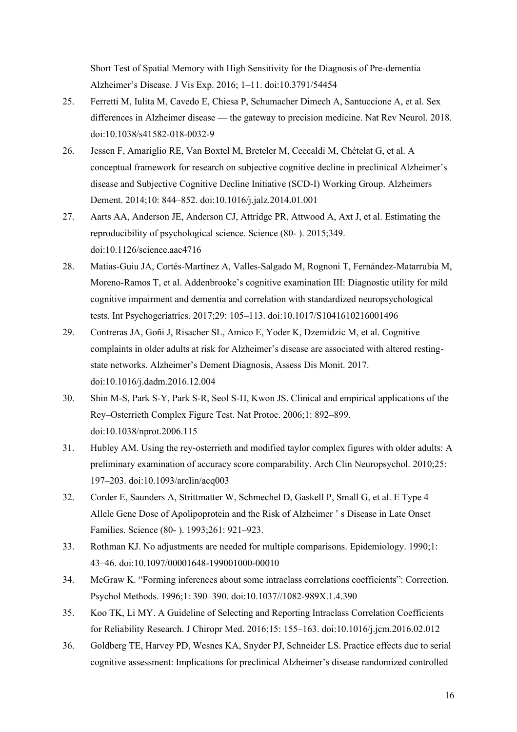Short Test of Spatial Memory with High Sensitivity for the Diagnosis of Pre-dementia Alzheimer's Disease. J Vis Exp. 2016; 1–11. doi:10.3791/54454

25. Ferretti M, Iulita M, Cavedo E, Chiesa P, Schumacher Dimech A, Santuccione A, et al. Sex differences in Alzheimer disease — the gateway to precision medicine. Nat Rev Neurol. 2018. doi:10.1038/s41582-018-0032-9

26. Jessen F, Amariglio RE, Van Boxtel M, Breteler M, Ceccaldi M, Chételat G, et al. A conceptual framework for research on subjective cognitive decline in preclinical Alzheimer's disease and Subjective Cognitive Decline Initiative (SCD-I) Working Group. Alzheimers Dement. 2014;10: 844–852. doi:10.1016/j.jalz.2014.01.001

27. Aarts AA, Anderson JE, Anderson CJ, Attridge PR, Attwood A, Axt J, et al. Estimating the reproducibility of psychological science. Science (80- ). 2015;349. doi:10.1126/science.aac4716

28. Matias-Guiu JA, Cortés-Martínez A, Valles-Salgado M, Rognoni T, Fernández-Matarrubia M, Moreno-Ramos T, et al. Addenbrooke's cognitive examination III: Diagnostic utility for mild cognitive impairment and dementia and correlation with standardized neuropsychological tests. Int Psychogeriatrics. 2017;29: 105–113. doi:10.1017/S1041610216001496

29. Contreras JA, Goñi J, Risacher SL, Amico E, Yoder K, Dzemidzic M, et al. Cognitive complaints in older adults at risk for Alzheimer's disease are associated with altered resting-state networks. Alzheimer's Dement Diagnosis, Assess Dis Monit. 2017. doi:10.1016/j.dadm.2016.12.004

30. Shin M-S, Park S-Y, Park S-R, Seol S-H, Kwon JS. Clinical and empirical applications of the Rey–Osterrieth Complex Figure Test. Nat Protoc. 2006;1: 892–899. doi:10.1038/nprot.2006.115

31. Hubley AM. Using the rey-osterrieth and modified taylor complex figures with older adults: A preliminary examination of accuracy score comparability. Arch Clin Neuropsychol. 2010;25: 197–203. doi:10.1093/arclin/acq003

32. Corder E, Saunders A, Strittmatter W, Schmechel D, Gaskell P, Small G, et al. E Type 4 Allele Gene Dose of Apolipoprotein and the Risk of Alzheimer ' s Disease in Late Onset Families. Science (80- ). 1993;261: 921–923.

33. Rothman KJ. No adjustments are needed for multiple comparisons. Epidemiology. 1990;1: 43–46. doi:10.1097/00001648-199001000-00010

34. McGraw K. "Forming inferences about some intraclass correlations coefficients": Correction. Psychol Methods. 1996;1: 390–390. doi:10.1037//1082-989X.1.4.390

35. Koo TK, Li MY. A Guideline of Selecting and Reporting Intraclass Correlation Coefficients for Reliability Research. J Chiropr Med. 2016;15: 155–163. doi:10.1016/j.jcm.2016.02.012

36. Goldberg TE, Harvey PD, Wesnes KA, Snyder PJ, Schneider LS. Practice effects due to serial cognitive assessment: Implications for preclinical Alzheimer's disease randomized controlled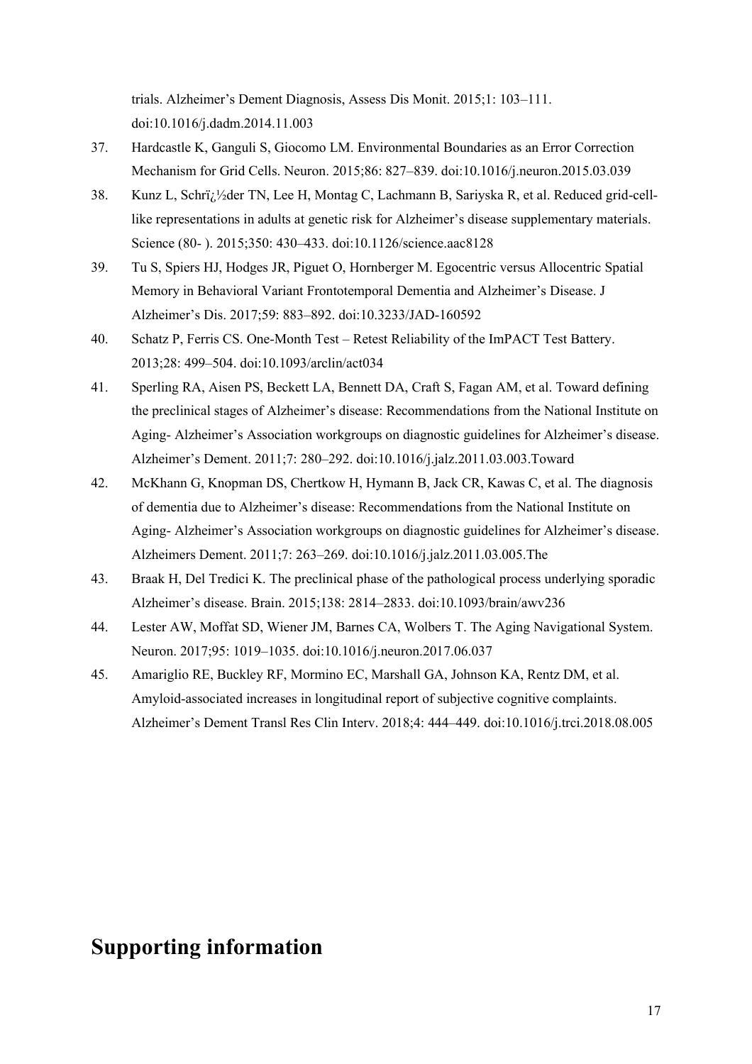trials. Alzheimer's Dement Diagnosis, Assess Dis Monit. 2015;1: 103–111. doi:10.1016/j.dadm.2014.11.003

37. Hardcastle K, Ganguli S, Giocomo LM. Environmental Boundaries as an Error Correction Mechanism for Grid Cells. Neuron. 2015;86: 827–839. doi:10.1016/j.neuron.2015.03.039
38. Kunz L, Schrï¿½der TN, Lee H, Montag C, Lachmann B, Sariyska R, et al. Reduced grid-cell-like representations in adults at genetic risk for Alzheimer's disease supplementary materials. Science (80- ). 2015;350: 430–433. doi:10.1126/science.aac8128
39. Tu S, Spiers HJ, Hodges JR, Piguet O, Hornberger M. Egocentric versus Allocentric Spatial Memory in Behavioral Variant Frontotemporal Dementia and Alzheimer's Disease. J Alzheimer's Dis. 2017;59: 883–892. doi:10.3233/JAD-160592
40. Schatz P, Ferris CS. One-Month Test – Retest Reliability of the ImPACT Test Battery. 2013;28: 499–504. doi:10.1093/arclin/act034
41. Sperling RA, Aisen PS, Beckett LA, Bennett DA, Craft S, Fagan AM, et al. Toward defining the preclinical stages of Alzheimer's disease: Recommendations from the National Institute on Aging- Alzheimer's Association workgroups on diagnostic guidelines for Alzheimer's disease. Alzheimer's Dement. 2011;7: 280–292. doi:10.1016/j.jalz.2011.03.003.Toward
42. McKhann G, Knopman DS, Chertkow H, Hymann B, Jack CR, Kawas C, et al. The diagnosis of dementia due to Alzheimer's disease: Recommendations from the National Institute on Aging- Alzheimer's Association workgroups on diagnostic guidelines for Alzheimer's disease. Alzheimers Dement. 2011;7: 263–269. doi:10.1016/j.jalz.2011.03.005.The
43. Braak H, Del Tredici K. The preclinical phase of the pathological process underlying sporadic Alzheimer's disease. Brain. 2015;138: 2814–2833. doi:10.1093/brain/awv236
44. Lester AW, Moffat SD, Wiener JM, Barnes CA, Wolbers T. The Aging Navigational System. Neuron. 2017;95: 1019–1035. doi:10.1016/j.neuron.2017.06.037
45. Amariglio RE, Buckley RF, Mormino EC, Marshall GA, Johnson KA, Rentz DM, et al. Amyloid-associated increases in longitudinal report of subjective cognitive complaints. Alzheimer's Dement Transl Res Clin Interv. 2018;4: 444–449. doi:10.1016/j.trci.2018.08.005

# Supporting information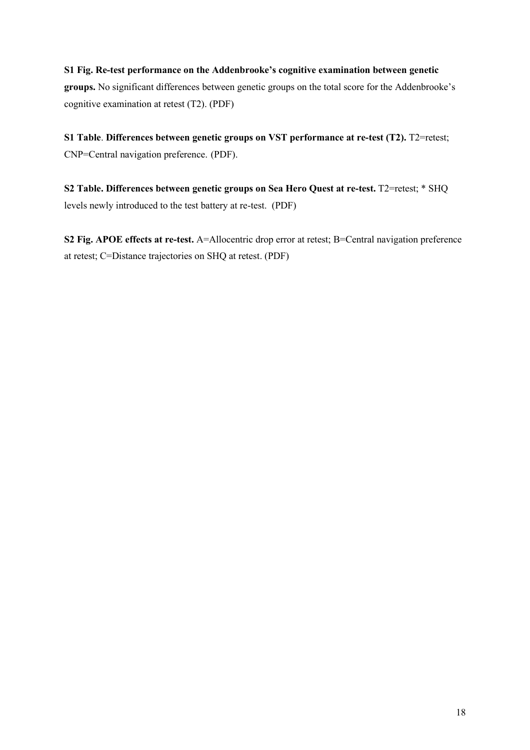**S1 Fig. Re-test performance on the Addenbrooke's cognitive examination between genetic groups.** No significant differences between genetic groups on the total score for the Addenbrooke's cognitive examination at retest (T2). (PDF)

**S1 Table**. **Differences between genetic groups on VST performance at re-test (T2).** T2=retest; CNP=Central navigation preference. (PDF).

**S2 Table. Differences between genetic groups on Sea Hero Quest at re-test.** T2=retest; * SHQ levels newly introduced to the test battery at re-test. (PDF)

**S2 Fig. APOE effects at re-test.** A=Allocentric drop error at retest; B=Central navigation preference at retest; C=Distance trajectories on SHQ at retest. (PDF)